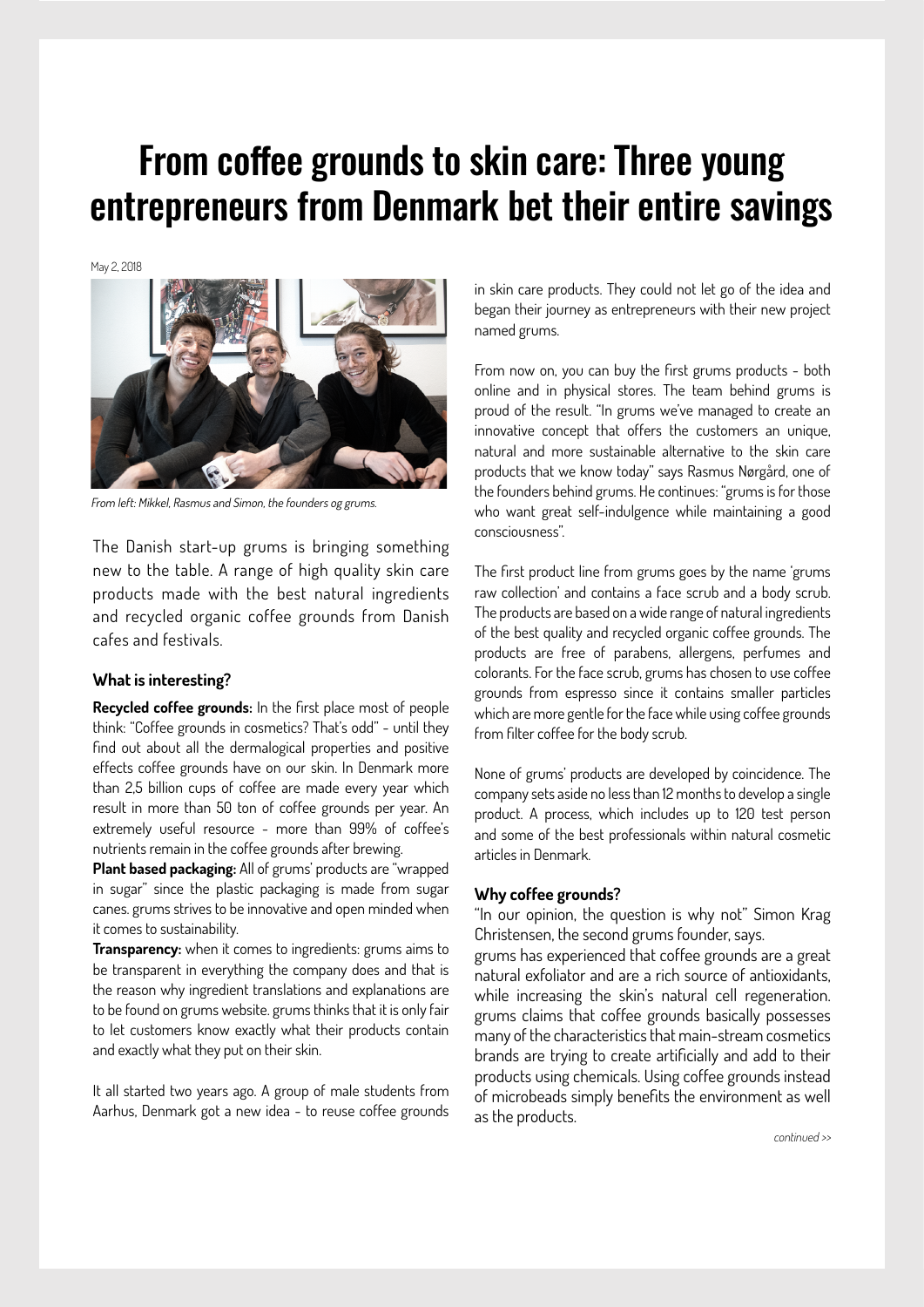# From coffee grounds to skin care: Three young entrepreneurs from Denmark bet their entire savings

May 2, 2018

*From left: Mikkel, Rasmus and Simon, the founders og grums.*

The Danish start-up grums is bringing something new to the table. A range of high quality skin care products made with the best natural ingredients and recycled organic coffee grounds from Danish cafes and festivals.

### What is interesting?

**Recycled coffee grounds:** In the first place most of people think: "Coffee grounds in cosmetics? That's odd" - until they find out about all the dermalogical properties and positive effects coffee grounds have on our skin. In Denmark more than 2,5 billion cups of coffee are made every year which result in more than 50 ton of coffee grounds per year. An extremely useful resource - more than 99% of coffee's nutrients remain in the coffee grounds after brewing.

**Plant based packaging:** All of grums' products are "wrapped in sugar" since the plastic packaging is made from sugar canes. grums strives to be innovative and open minded when it comes to sustainability.

**Transparency:** when it comes to ingredients: grums aims to be transparent in everything the company does and that is the reason why ingredient translations and explanations are to be found on grums website. grums thinks that it is only fair to let customers know exactly what their products contain and exactly what they put on their skin.

It all started two years ago. A group of male students from Aarhus, Denmark got a new idea - to reuse coffee grounds in skin care products. They could not let go of the idea and began their journey as entrepreneurs with their new project named grums.

From now on, you can buy the first grums products - both online and in physical stores. The team behind grums is proud of the result. "In grums we've managed to create an innovative concept that offers the customers an unique, natural and more sustainable alternative to the skin care products that we know today" says Rasmus Nørgård, one of the founders behind grums. He continues: "grums is for those who want great self-indulgence while maintaining a good consciousness".

The first product line from grums goes by the name 'grums raw collection' and contains a face scrub and a body scrub. The products are based on a wide range of natural ingredients of the best quality and recycled organic coffee grounds. The products are free of parabens, allergens, perfumes and colorants. For the face scrub, grums has chosen to use coffee grounds from espresso since it contains smaller particles which are more gentle for the face while using coffee grounds from filter coffee for the body scrub.

None of grums' products are developed by coincidence. The company sets aside no less than 12 months to develop a single product. A process, which includes up to 120 test person and some of the best professionals within natural cosmetic articles in Denmark.

### Why coffee grounds?

"In our opinion, the question is why not" Simon Krag Christensen, the second grums founder, says.

grums has experienced that coffee grounds are a great natural exfoliator and are a rich source of antioxidants, while increasing the skin's natural cell regeneration. grums claims that coffee grounds basically possesses many of the characteristics that main-stream cosmetics brands are trying to create artificially and add to their products using chemicals. Using coffee grounds instead of microbeads simply benefits the environment as well as the products.

*continued >>*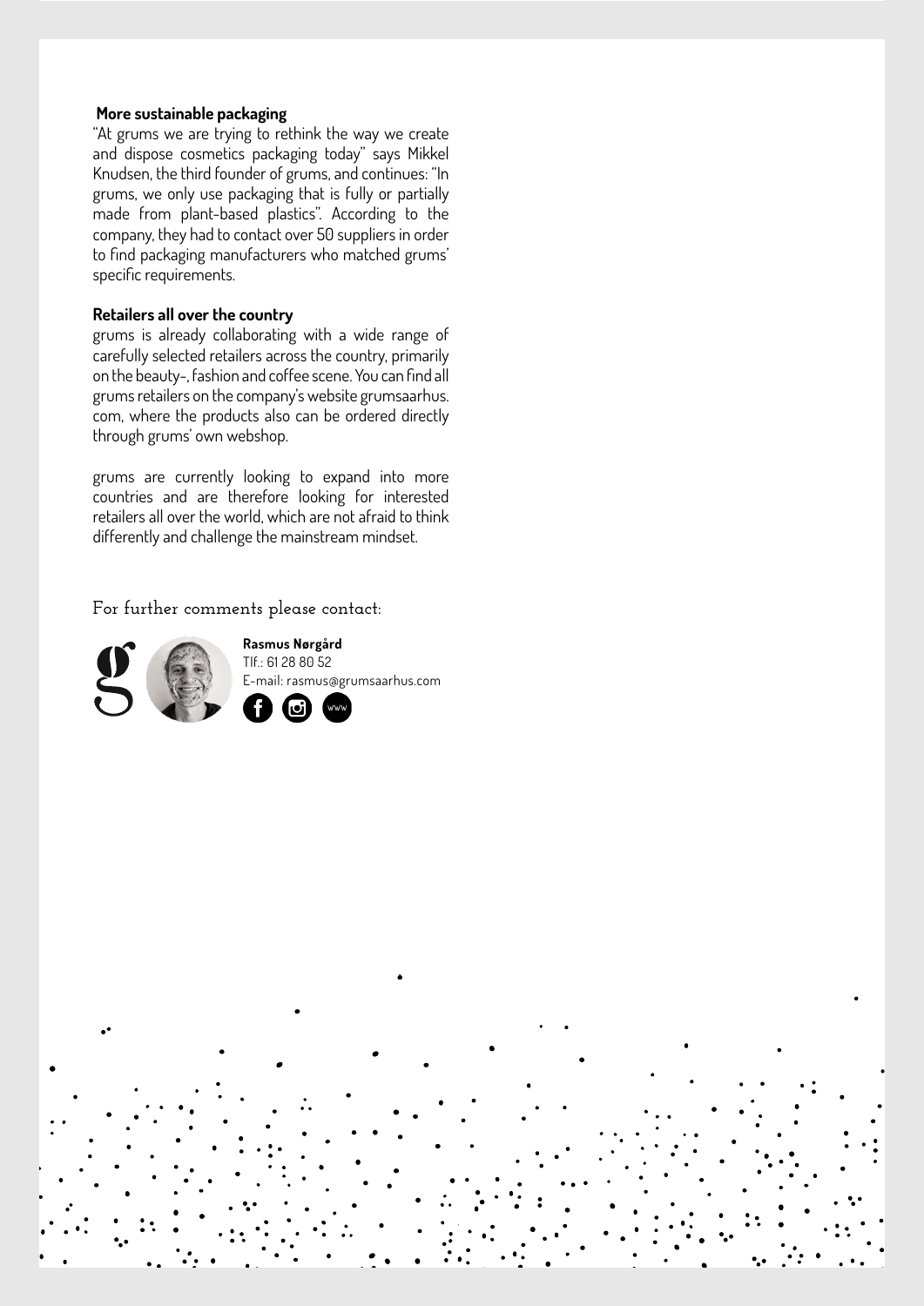**More sustainable packaging**

"At grums we are trying to rethink the way we create and dispose cosmetics packaging today" says Mikkel Knudsen, the third founder of grums, and continues: "In grums, we only use packaging that is fully or partially made from plant-based plastics". According to the company, they had to contact over 50 suppliers in order to find packaging manufacturers who matched grums' specific requirements.

**Retailers all over the country**

grums is already collaborating with a wide range of carefully selected retailers across the country, primarily on the beauty-, fashion and coffee scene. You can find all grums retailers on the company's website grumsaarhus.com, where the products also can be ordered directly through grums' own webshop.

grums are currently looking to expand into more countries and are therefore looking for interested retailers all over the world, which are not afraid to think differently and challenge the mainstream mindset.

For further comments please contact:

**Rasmus Nørgård**
Tlf.: 61 28 80 52
E-mail: rasmus@grumsaarhus.com